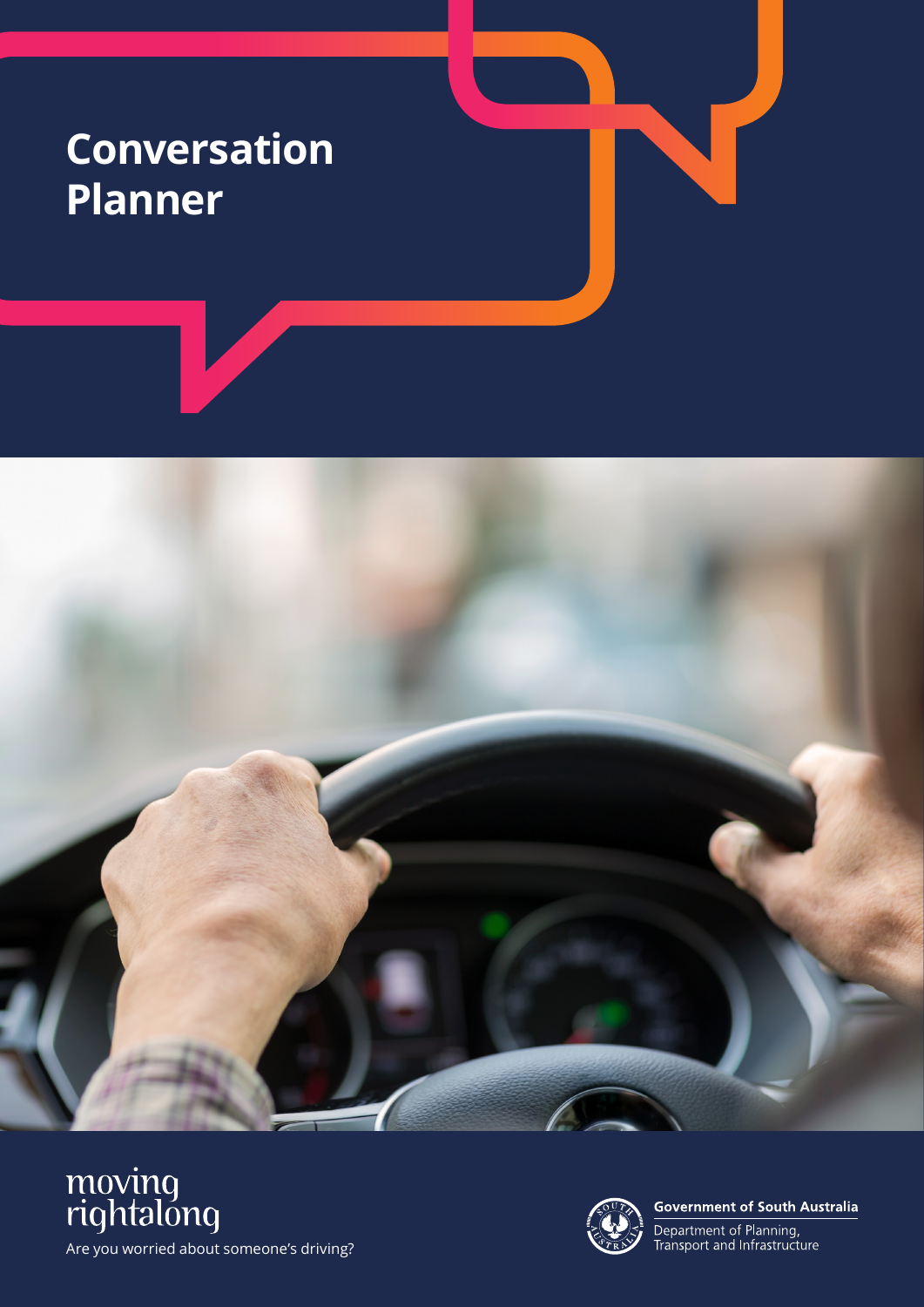# Conversation Planner

moving rightalong

Are you worried about someone's driving?

Government of South Australia

Department of Planning, Transport and Infrastructure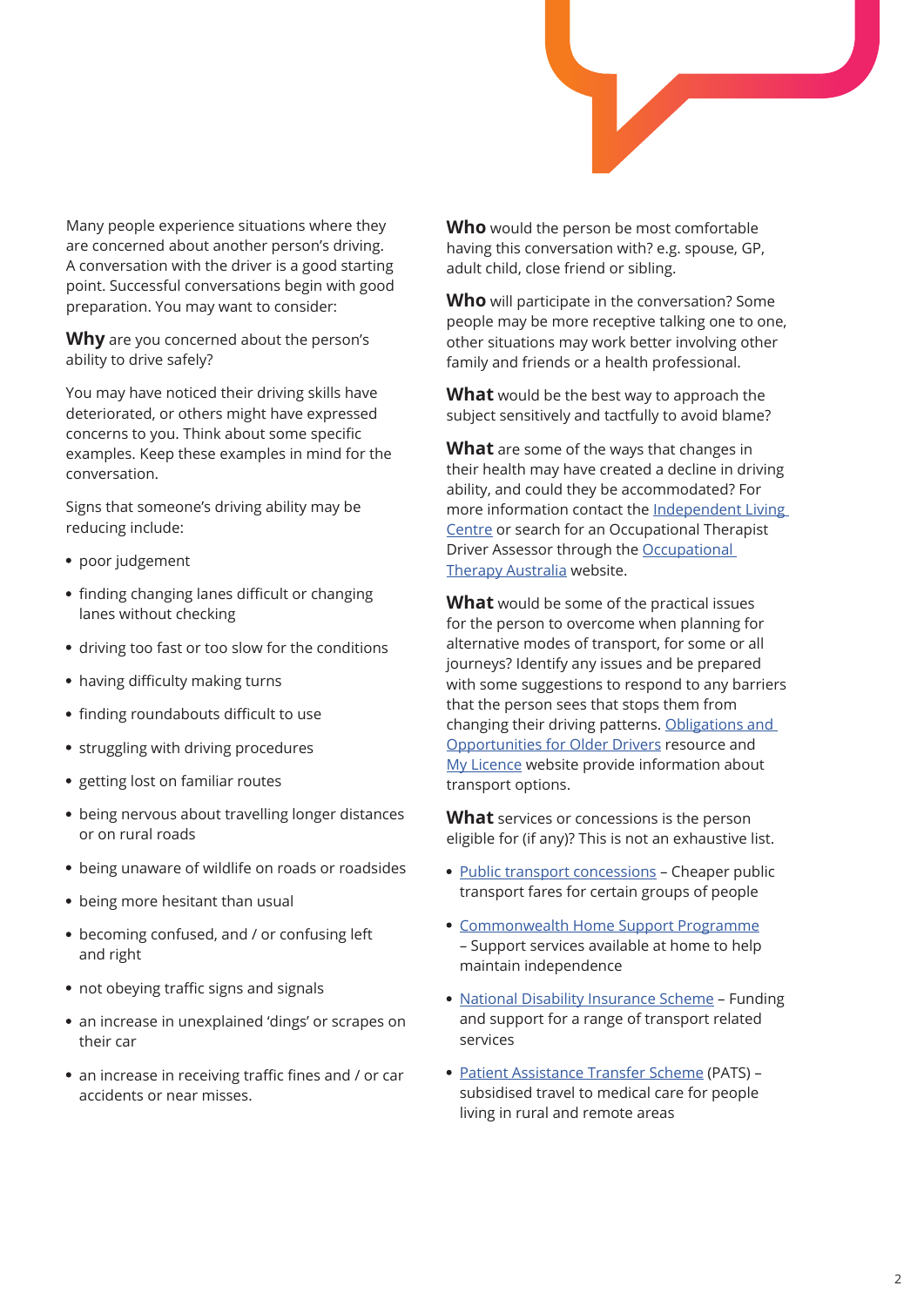Many people experience situations where they are concerned about another person's driving. A conversation with the driver is a good starting point. Successful conversations begin with good preparation. You may want to consider:

**Why** are you concerned about the person's ability to drive safely?

You may have noticed their driving skills have deteriorated, or others might have expressed concerns to you. Think about some specific examples. Keep these examples in mind for the conversation.

Signs that someone's driving ability may be reducing include:

- poor judgement
- finding changing lanes difficult or changing lanes without checking
- driving too fast or too slow for the conditions
- having difficulty making turns
- finding roundabouts difficult to use
- struggling with driving procedures
- getting lost on familiar routes
- being nervous about travelling longer distances or on rural roads
- being unaware of wildlife on roads or roadsides
- being more hesitant than usual
- becoming confused, and / or confusing left and right
- not obeying traffic signs and signals
- an increase in unexplained 'dings' or scrapes on their car
- an increase in receiving traffic fines and / or car accidents or near misses.

**Who** would the person be most comfortable having this conversation with? e.g. spouse, GP, adult child, close friend or sibling.

**Who** will participate in the conversation? Some people may be more receptive talking one to one, other situations may work better involving other family and friends or a health professional.

**What** would be the best way to approach the subject sensitively and tactfully to avoid blame?

**What** are some of the ways that changes in their health may have created a decline in driving ability, and could they be accommodated? For more information contact the Independent Living Centre or search for an Occupational Therapist Driver Assessor through the Occupational Therapy Australia website.

**What** would be some of the practical issues for the person to overcome when planning for alternative modes of transport, for some or all journeys? Identify any issues and be prepared with some suggestions to respond to any barriers that the person sees that stops them from changing their driving patterns. Obligations and Opportunities for Older Drivers resource and My Licence website provide information about transport options.

**What** services or concessions is the person eligible for (if any)? This is not an exhaustive list.

- Public transport concessions – Cheaper public transport fares for certain groups of people
- Commonwealth Home Support Programme – Support services available at home to help maintain independence
- National Disability Insurance Scheme – Funding and support for a range of transport related services
- Patient Assistance Transfer Scheme (PATS) – subsidised travel to medical care for people living in rural and remote areas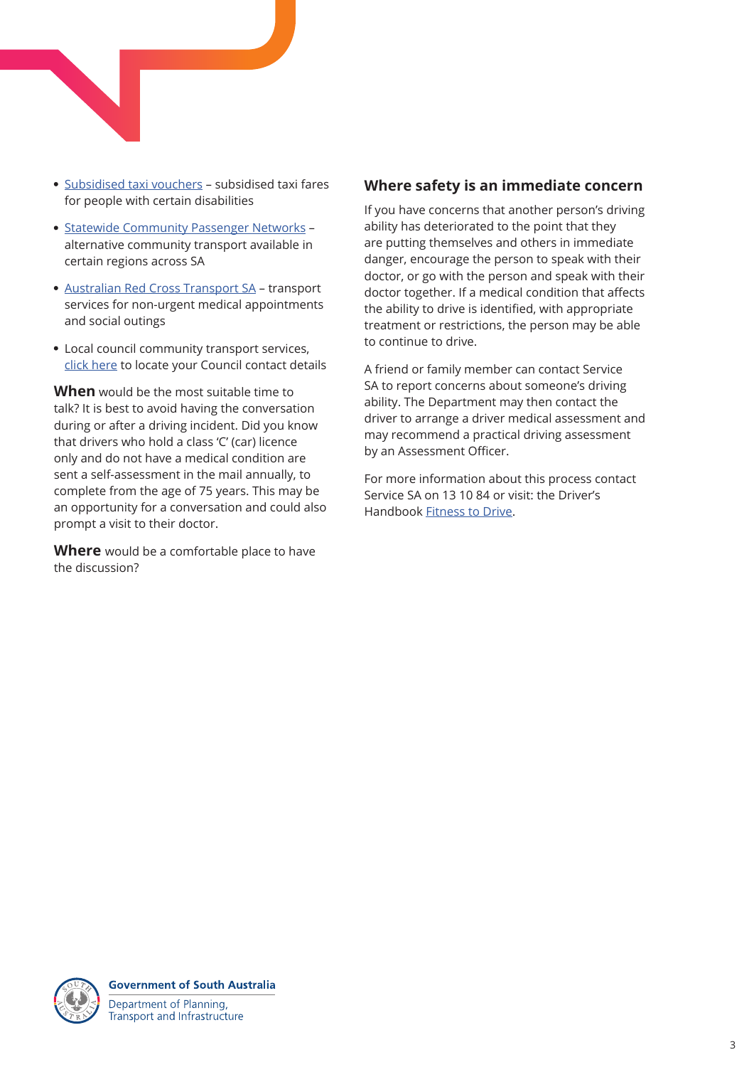- Subsidised taxi vouchers – subsidised taxi fares for people with certain disabilities
- Statewide Community Passenger Networks – alternative community transport available in certain regions across SA
- Australian Red Cross Transport SA – transport services for non-urgent medical appointments and social outings
- Local council community transport services, click here to locate your Council contact details

**When** would be the most suitable time to talk? It is best to avoid having the conversation during or after a driving incident. Did you know that drivers who hold a class 'C' (car) licence only and do not have a medical condition are sent a self-assessment in the mail annually, to complete from the age of 75 years. This may be an opportunity for a conversation and could also prompt a visit to their doctor.

**Where** would be a comfortable place to have the discussion?

## Where safety is an immediate concern

If you have concerns that another person's driving ability has deteriorated to the point that they are putting themselves and others in immediate danger, encourage the person to speak with their doctor, or go with the person and speak with their doctor together. If a medical condition that affects the ability to drive is identified, with appropriate treatment or restrictions, the person may be able to continue to drive.

A friend or family member can contact Service SA to report concerns about someone's driving ability. The Department may then contact the driver to arrange a driver medical assessment and may recommend a practical driving assessment by an Assessment Officer.

For more information about this process contact Service SA on 13 10 84 or visit: the Driver's Handbook Fitness to Drive.

Government of South Australia
Department of Planning, Transport and Infrastructure